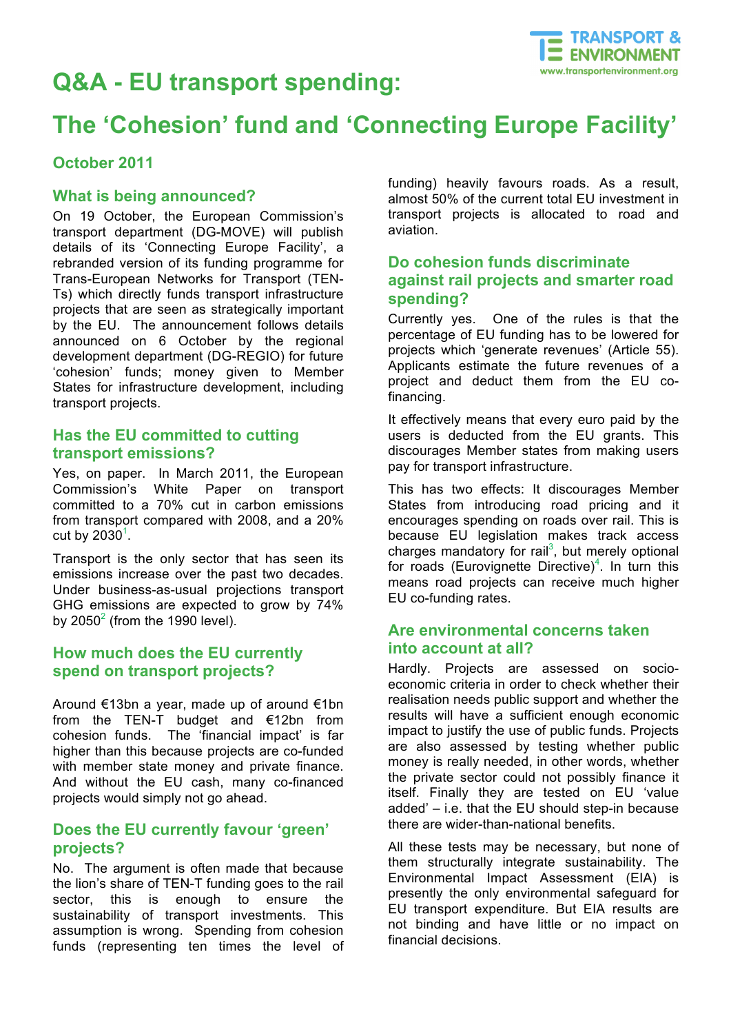# Q&A - EU transport spending:

# The 'Cohesion' fund and 'Connecting Europe Facility'

**October 2011**

## What is being announced?

On 19 October, the European Commission's transport department (DG-MOVE) will publish details of its 'Connecting Europe Facility', a rebranded version of its funding programme for Trans-European Networks for Transport (TEN-Ts) which directly funds transport infrastructure projects that are seen as strategically important by the EU. The announcement follows details announced on 6 October by the regional development department (DG-REGIO) for future 'cohesion' funds; money given to Member States for infrastructure development, including transport projects.

## Has the EU committed to cutting transport emissions?

Yes, on paper. In March 2011, the European Commission's White Paper on transport committed to a 70% cut in carbon emissions from transport compared with 2008, and a 20% cut by 2030[1].

Transport is the only sector that has seen its emissions increase over the past two decades. Under business-as-usual projections transport GHG emissions are expected to grow by 74% by 2050[2] (from the 1990 level).

## How much does the EU currently spend on transport projects?

Around €13bn a year, made up of around €1bn from the TEN-T budget and €12bn from cohesion funds. The 'financial impact' is far higher than this because projects are co-funded with member state money and private finance. And without the EU cash, many co-financed projects would simply not go ahead.

## Does the EU currently favour 'green' projects?

No. The argument is often made that because the lion's share of TEN-T funding goes to the rail sector, this is enough to ensure the sustainability of transport investments. This assumption is wrong. Spending from cohesion funds (representing ten times the level of funding) heavily favours roads. As a result, almost 50% of the current total EU investment in transport projects is allocated to road and aviation.

## Do cohesion funds discriminate against rail projects and smarter road spending?

Currently yes. One of the rules is that the percentage of EU funding has to be lowered for projects which 'generate revenues' (Article 55). Applicants estimate the future revenues of a project and deduct them from the EU co-financing.

It effectively means that every euro paid by the users is deducted from the EU grants. This discourages Member states from making users pay for transport infrastructure.

This has two effects: It discourages Member States from introducing road pricing and it encourages spending on roads over rail. This is because EU legislation makes track access charges mandatory for rail[3], but merely optional for roads (Eurovignette Directive)[4]. In turn this means road projects can receive much higher EU co-funding rates.

## Are environmental concerns taken into account at all?

Hardly. Projects are assessed on socio-economic criteria in order to check whether their realisation needs public support and whether the results will have a sufficient enough economic impact to justify the use of public funds. Projects are also assessed by testing whether public money is really needed, in other words, whether the private sector could not possibly finance it itself. Finally they are tested on EU 'value added' – i.e. that the EU should step-in because there are wider-than-national benefits.

All these tests may be necessary, but none of them structurally integrate sustainability. The Environmental Impact Assessment (EIA) is presently the only environmental safeguard for EU transport expenditure. But EIA results are not binding and have little or no impact on financial decisions.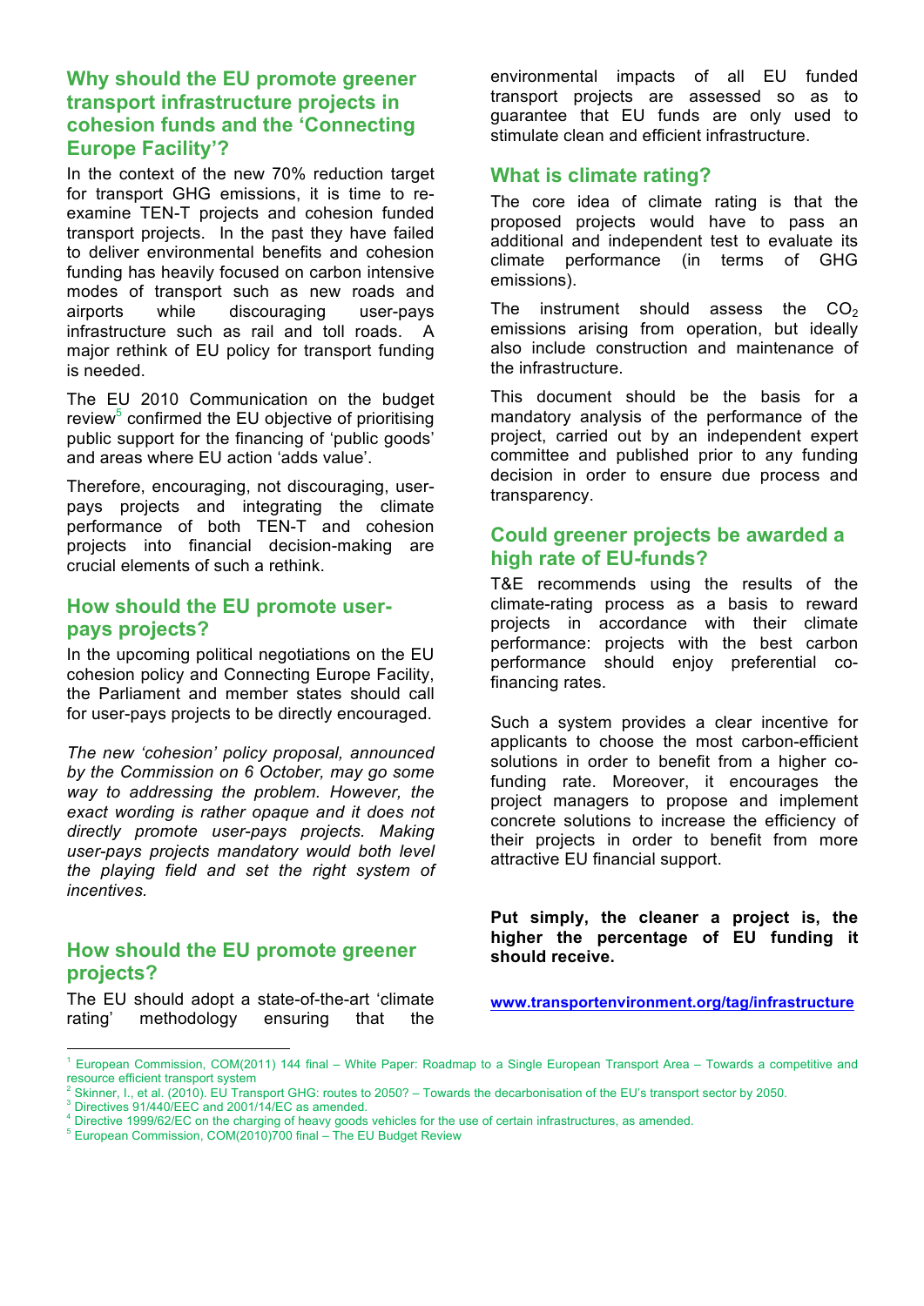## Why should the EU promote greener transport infrastructure projects in cohesion funds and the 'Connecting Europe Facility'?

In the context of the new 70% reduction target for transport GHG emissions, it is time to re-examine TEN-T projects and cohesion funded transport projects. In the past they have failed to deliver environmental benefits and cohesion funding has heavily focused on carbon intensive modes of transport such as new roads and airports while discouraging user-pays infrastructure such as rail and toll roads. A major rethink of EU policy for transport funding is needed.

The EU 2010 Communication on the budget review[5] confirmed the EU objective of prioritising public support for the financing of 'public goods' and areas where EU action 'adds value'.

Therefore, encouraging, not discouraging, user-pays projects and integrating the climate performance of both TEN-T and cohesion projects into financial decision-making are crucial elements of such a rethink.

## How should the EU promote user-pays projects?

In the upcoming political negotiations on the EU cohesion policy and Connecting Europe Facility, the Parliament and member states should call for user-pays projects to be directly encouraged.

*The new 'cohesion' policy proposal, announced by the Commission on 6 October, may go some way to addressing the problem. However, the exact wording is rather opaque and it does not directly promote user-pays projects. Making user-pays projects mandatory would both level the playing field and set the right system of incentives.*

## How should the EU promote greener projects?

The EU should adopt a state-of-the-art 'climate rating' methodology ensuring that the environmental impacts of all EU funded transport projects are assessed so as to guarantee that EU funds are only used to stimulate clean and efficient infrastructure.

## What is climate rating?

The core idea of climate rating is that the proposed projects would have to pass an additional and independent test to evaluate its climate performance (in terms of GHG emissions).

The instrument should assess the $CO_2$ emissions arising from operation, but ideally also include construction and maintenance of the infrastructure.

This document should be the basis for a mandatory analysis of the performance of the project, carried out by an independent expert committee and published prior to any funding decision in order to ensure due process and transparency.

## Could greener projects be awarded a high rate of EU-funds?

T&E recommends using the results of the climate-rating process as a basis to reward projects in accordance with their climate performance: projects with the best carbon performance should enjoy preferential co-financing rates.

Such a system provides a clear incentive for applicants to choose the most carbon-efficient solutions in order to benefit from a higher co-funding rate. Moreover, it encourages the project managers to propose and implement concrete solutions to increase the efficiency of their projects in order to benefit from more attractive EU financial support.

**Put simply, the cleaner a project is, the higher the percentage of EU funding it should receive.**

[www.transportenvironment.org/tag/infrastructure](http://www.transportenvironment.org/tag/infrastructure)

---

[1] European Commission, COM(2011) 144 final – White Paper: Roadmap to a Single European Transport Area – Towards a competitive and resource efficient transport system

[2] Skinner, I., et al. (2010). EU Transport GHG: routes to 2050? – Towards the decarbonisation of the EU's transport sector by 2050.

[3] Directives 91/440/EEC and 2001/14/EC as amended.

[4] Directive 1999/62/EC on the charging of heavy goods vehicles for the use of certain infrastructures, as amended.

[5] European Commission, COM(2010)700 final – The EU Budget Review